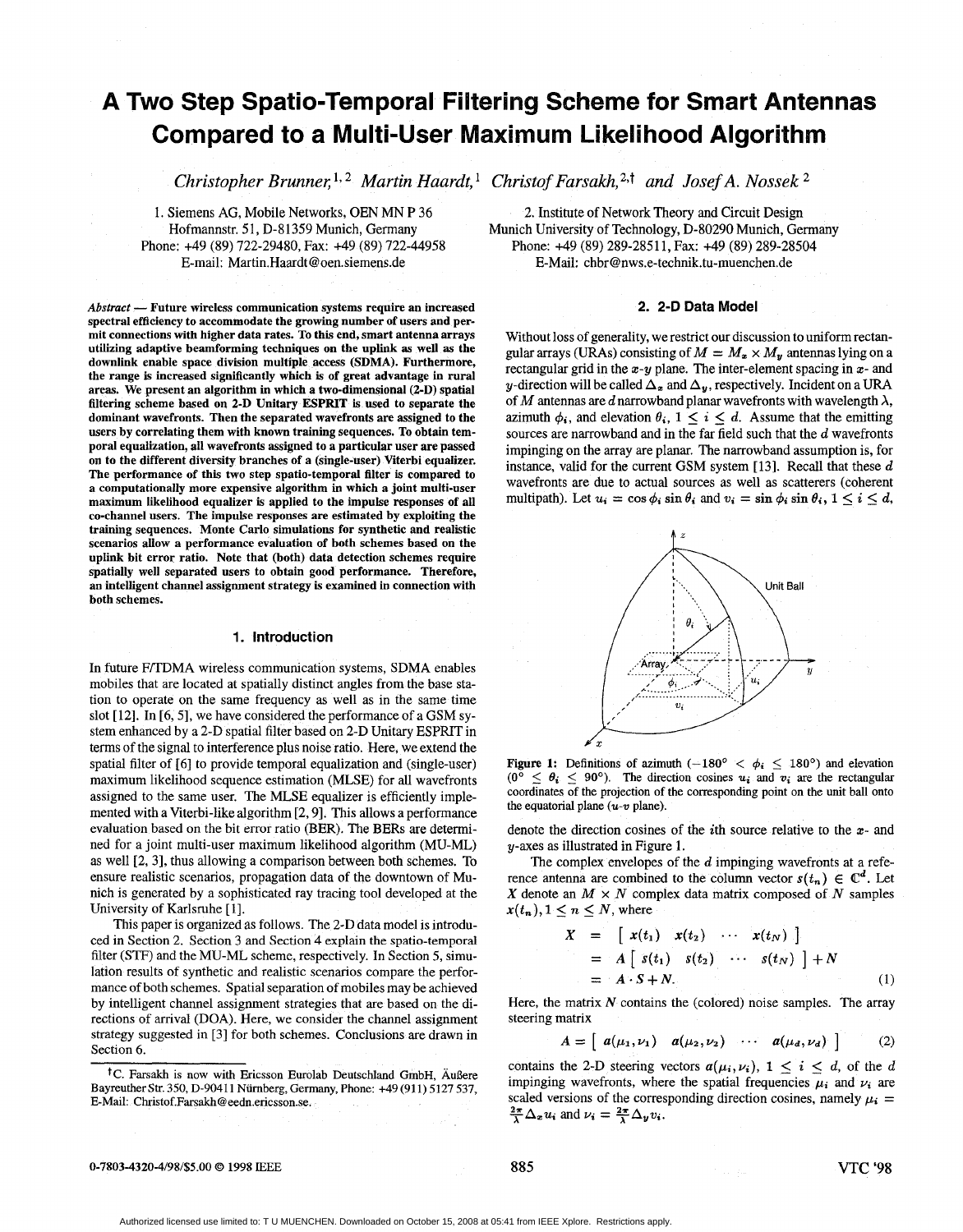# A Two Step Spatio-Temporal Filtering Scheme for Smart Antennas Compared to a Multi-User Maximum Likelihood Algorithm

*Christopher Brunner,*[1,2] *Martin Haardt,*[1] *Christof Farsakh,*[2,†] *and Josef A. Nossek*[2]

1. Siemens AG, Mobile Networks, OEN MN P 36
Hofmannstr. 51, D-81359 Munich, Germany
Phone: +49 (89) 722-29480, Fax: +49 (89) 722-44958
E-mail: Martin.Haardt@oen.siemens.de

2. Institute of Network Theory and Circuit Design
Munich University of Technology, D-80290 Munich, Germany
Phone: +49 (89) 289-28511, Fax: +49 (89) 289-28504
E-Mail: chbr@nws.e-technik.tu-muenchen.de

***Abstract*** **— Future wireless communication systems require an increased spectral efficiency to accommodate the growing number of users and permit connections with higher data rates. To this end, smart antenna arrays utilizing adaptive beamforming techniques on the uplink as well as the downlink enable space division multiple access (SDMA). Furthermore, the range is increased significantly which is of great advantage in rural areas. We present an algorithm in which a two-dimensional (2-D) spatial filtering scheme based on 2-D Unitary ESPRIT is used to separate the dominant wavefronts. Then the separated wavefronts are assigned to the users by correlating them with known training sequences. To obtain temporal equalization, all wavefronts assigned to a particular user are passed on to the different diversity branches of a (single-user) Viterbi equalizer. The performance of this two step spatio-temporal filter is compared to a computationally more expensive algorithm in which a joint multi-user maximum likelihood equalizer is applied to the impulse responses of all co-channel users. The impulse responses are estimated by exploiting the training sequences. Monte Carlo simulations for synthetic and realistic scenarios allow a performance evaluation of both schemes based on the uplink bit error ratio. Note that (both) data detection schemes require spatially well separated users to obtain good performance. Therefore, an intelligent channel assignment strategy is examined in connection with both schemes.**

## 1. Introduction

In future F/TDMA wireless communication systems, SDMA enables mobiles that are located at spatially distinct angles from the base station to operate on the same frequency as well as in the same time slot [12]. In [6, 5], we have considered the performance of a GSM system enhanced by a 2-D spatial filter based on 2-D Unitary ESPRIT in terms of the signal to interference plus noise ratio. Here, we extend the spatial filter of [6] to provide temporal equalization and (single-user) maximum likelihood sequence estimation (MLSE) for all wavefronts assigned to the same user. The MLSE equalizer is efficiently implemented with a Viterbi-like algorithm [2, 9]. This allows a performance evaluation based on the bit error ratio (BER). The BERs are determined for a joint multi-user maximum likelihood algorithm (MU-ML) as well [2, 3], thus allowing a comparison between both schemes. To ensure realistic scenarios, propagation data of the downtown of Munich is generated by a sophisticated ray tracing tool developed at the University of Karlsruhe [1].

This paper is organized as follows. The 2-D data model is introduced in Section 2. Section 3 and Section 4 explain the spatio-temporal filter (STF) and the MU-ML scheme, respectively. In Section 5, simulation results of synthetic and realistic scenarios compare the performance of both schemes. Spatial separation of mobiles may be achieved by intelligent channel assignment strategies that are based on the directions of arrival (DOA). Here, we consider the channel assignment strategy suggested in [3] for both schemes. Conclusions are drawn in Section 6.

†C. Farsakh is now with Ericsson Eurolab Deutschland GmbH, Äußere Bayreuther Str. 350, D-90411 Nürnberg, Germany, Phone: +49 (911) 5127 537, E-Mail: Christof.Farsakh@eedn.ericsson.se.

## 2. 2-D Data Model

Without loss of generality, we restrict our discussion to uniform rectangular arrays (URAs) consisting of $M = M_x \times M_y$ antennas lying on a rectangular grid in the $x$-$y$ plane. The inter-element spacing in $x$- and $y$-direction will be called $\Delta_x$ and $\Delta_y$, respectively. Incident on a URA of $M$ antennas are $d$ narrowband planar wavefronts with wavelength $\lambda$, azimuth $\phi_i$, and elevation $\theta_i$, $1 \leq i \leq d$. Assume that the emitting sources are narrowband and in the far field such that the $d$ wavefronts impinging on the array are planar. The narrowband assumption is, for instance, valid for the current GSM system [13]. Recall that these $d$ wavefronts are due to actual sources as well as scatterers (coherent multipath). Let $u_i = \cos\phi_i \sin\theta_i$ and $v_i = \sin\phi_i \sin\theta_i$, $1 \leq i \leq d$,

**Figure 1:** Definitions of azimuth ($-180^\circ < \phi_i \leq 180^\circ$) and elevation ($0^\circ \leq \theta_i \leq 90^\circ$). The direction cosines $u_i$ and $v_i$ are the rectangular coordinates of the projection of the corresponding point on the unit ball onto the equatorial plane ($u$-$v$ plane).

denote the direction cosines of the $i$th source relative to the $x$- and $y$-axes as illustrated in Figure 1.

The complex envelopes of the $d$ impinging wavefronts at a reference antenna are combined to the column vector $s(t_n) \in \mathbb{C}^d$. Let $X$ denote an $M \times N$ complex data matrix composed of $N$ samples $x(t_n), 1 \leq n \leq N$, where

$$
\begin{aligned}
X &= \left[\; x(t_1) \quad x(t_2) \quad \cdots \quad x(t_N) \;\right] \\
&= A \left[\; s(t_1) \quad s(t_2) \quad \cdots \quad s(t_N) \;\right] + N \\
&= A \cdot S + N. \qquad (1)
\end{aligned}
$$

Here, the matrix $N$ contains the (colored) noise samples. The array steering matrix

$$
A = \left[\; a(\mu_1, \nu_1) \quad a(\mu_2, \nu_2) \quad \cdots \quad a(\mu_d, \nu_d) \;\right] \qquad (2)
$$

contains the 2-D steering vectors $a(\mu_i, \nu_i)$, $1 \leq i \leq d$, of the $d$ impinging wavefronts, where the spatial frequencies $\mu_i$ and $\nu_i$ are scaled versions of the corresponding direction cosines, namely $\mu_i = \frac{2\pi}{\lambda}\Delta_x u_i$ and $\nu_i = \frac{2\pi}{\lambda}\Delta_y v_i$.

0-7803-4320-4/98/$5.00 © 1998 IEEE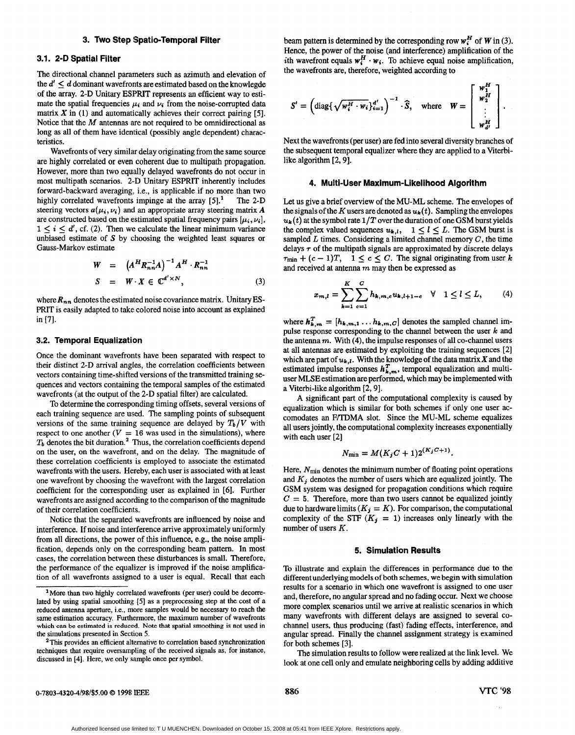## 3. Two Step Spatio-Temporal Filter

### 3.1. 2-D Spatial Filter

The directional channel parameters such as azimuth and elevation of the $d' \leq d$ dominant wavefronts are estimated based on the knowlegde of the array. 2-D Unitary ESPRIT represents an efficient way to estimate the spatial frequencies $\mu_i$ and $\nu_i$ from the noise-corrupted data matrix $X$ in (1) and automatically achieves their correct pairing [5]. Notice that the $M$ antennas are not required to be omnidirectional as long as all of them have identical (possibly angle dependent) characteristics.

Wavefronts of very similar delay originating from the same source are highly correlated or even coherent due to multipath propagation. However, more than two equally delayed wavefronts do not occur in most multipath scenarios. 2-D Unitary ESPRIT inherently includes forward-backward averaging, i.e., is applicable if no more than two highly correlated wavefronts impinge at the array [5].[1] The 2-D steering vectors $a(\mu_i, \nu_i)$ and an appropriate array steering matrix $A$ are constructed based on the estimated spatial frequency pairs $[\mu_i, \nu_i]$, $1 \leq i \leq d'$, cf. (2). Then we calculate the linear minimum variance unbiased estimate of $S$ by choosing the weighted least squares or Gauss-Markov estimate

$$
\begin{aligned}
W &= \left(A^H R_{nn}^{-1} A\right)^{-1} A^H \cdot R_{nn}^{-1} \\
S &= W \cdot X \in \mathbb{C}^{d' \times N},
\end{aligned}
\tag{3}
$$

where $R_{nn}$ denotes the estimated noise covariance matrix. Unitary ESPRIT is easily adapted to take colored noise into account as explained in [7].

### 3.2. Temporal Equalization

Once the dominant wavefronts have been separated with respect to their distinct 2-D arrival angles, the correlation coefficients between vectors containing time-shifted versions of the transmitted training sequences and vectors containing the temporal samples of the estimated wavefronts (at the output of the 2-D spatial filter) are calculated.

To determine the corresponding timing offsets, several versions of each training sequence are used. The sampling points of subsequent versions of the same training sequence are delayed by $T_b/V$ with respect to one another ($V = 16$ was used in the simulations), where $T_b$ denotes the bit duration.[2] Thus, the correlation coefficients depend on the user, on the wavefront, and on the delay. The magnitude of these correlation coefficients is employed to associate the estimated wavefronts with the users. Hereby, each user is associated with at least one wavefront by choosing the wavefront with the largest correlation coefficient for the corresponding user as explained in [6]. Further wavefronts are assigned according to the comparison of the magnitude of their correlation coefficients.

Notice that the separated wavefronts are influenced by noise and interference. If noise and interference arrive approximately uniformly from all directions, the power of this influence, e.g., the noise amplification, depends only on the corresponding beam pattern. In most cases, the correlation between these disturbances is small. Therefore, the performance of the equalizer is improved if the noise amplification of all wavefronts assigned to a user is equal. Recall that each beam pattern is determined by the corresponding row $w_i^H$ of $W$ in (3). Hence, the power of the noise (and interference) amplification of the $i$th wavefront equals $w_i^H \cdot w_i$. To achieve equal noise amplification, the wavefronts are, therefore, weighted according to

$$
S' = \left(\operatorname{diag}\{\sqrt{w_i^H \cdot w_i}\}_{i=1}^{d'}\right)^{-1} \cdot \hat{S}, \quad \text{where} \quad W = \begin{bmatrix} w_1^H \\ w_2^H \\ \vdots \\ w_{d'}^H \end{bmatrix}.
$$

Next the wavefronts (per user) are fed into several diversity branches of the subsequent temporal equalizer where they are applied to a Viterbi-like algorithm [2, 9].

[1] More than two highly correlated wavefronts (per user) could be decorrelated by using spatial smoothing [5] as a preprocessing step at the cost of a reduced antenna aperture, i.e., more samples would be necessary to reach the same estimation accuracy. Furthermore, the maximum number of wavefronts which can be estimated is reduced. Note that spatial smoothing is not used in the simulations presented in Section 5.

[2] This provides an efficient alternative to correlation based synchronization techniques that require oversampling of the received signals as, for instance, discussed in [4]. Here, we only sample once per symbol.

## 4. Multi-User Maximum-Likelihood Algorithm

Let us give a brief overview of the MU-ML scheme. The envelopes of the signals of the $K$ users are denoted as $u_k(t)$. Sampling the envelopes $u_k(t)$ at the symbol rate $1/T$ over the duration of one GSM burst yields the complex valued sequences $u_{k,l}$, $1 \leq l \leq L$. The GSM burst is sampled $L$ times. Considering a limited channel memory $C$, the time delays $\tau$ of the multipath signals are approximated by discrete delays $\tau_{\min} + (c-1)T$, $1 \leq c \leq C$. The signal originating from user $k$ and received at antenna $m$ may then be expressed as

$$
x_{m,l} = \sum_{k=1}^{K} \sum_{c=1}^{C} h_{k,m,c} u_{k,l+1-c} \quad \forall \quad 1 \leq l \leq L, \tag{4}
$$

where $h_{k,m}^T = [h_{k,m,1} \ldots h_{k,m,C}]$ denotes the sampled channel impulse response corresponding to the channel between the user $k$ and the antenna $m$. With (4), the impulse responses of all co-channel users at all antennas are estimated by exploiting the training sequences [2] which are part of $u_{k,l}$. With the knowledge of the data matrix $X$ and the estimated impulse responses $h_{k,m}^T$, temporal equalization and multi-user MLSE estimation are performed, which may be implemented with a Viterbi-like algorithm [2, 9].

A significant part of the computational complexity is caused by equalization which is similar for both schemes if only one user accomodates an F/TDMA slot. Since the MU-ML scheme equalizes all users jointly, the computational complexity increases exponentially with each user [2]

$$
N_{\min} = M(K_j C + 1) 2^{(K_j C + 1)}.
$$

Here, $N_{\min}$ denotes the minimum number of floating point operations and $K_j$ denotes the number of users which are equalized jointly. The GSM system was designed for propagation conditions which require $C = 5$. Therefore, more than two users cannot be equalized jointly due to hardware limits ($K_j = K$). For comparison, the computational complexity of the STF ($K_j = 1$) increases only linearly with the number of users $K$.

## 5. Simulation Results

To illustrate and explain the differences in performance due to the different underlying models of both schemes, we begin with simulation results for a scenario in which one wavefront is assigned to one user and, therefore, no angular spread and no fading occur. Next we choose more complex scenarios until we arrive at realistic scenarios in which many wavefronts with different delays are assigned to several co-channel users, thus producing (fast) fading effects, interference, and angular spread. Finally the channel assignment strategy is examined for both schemes [3].

The simulation results to follow were realized at the link level. We look at one cell only and emulate neighboring cells by adding additive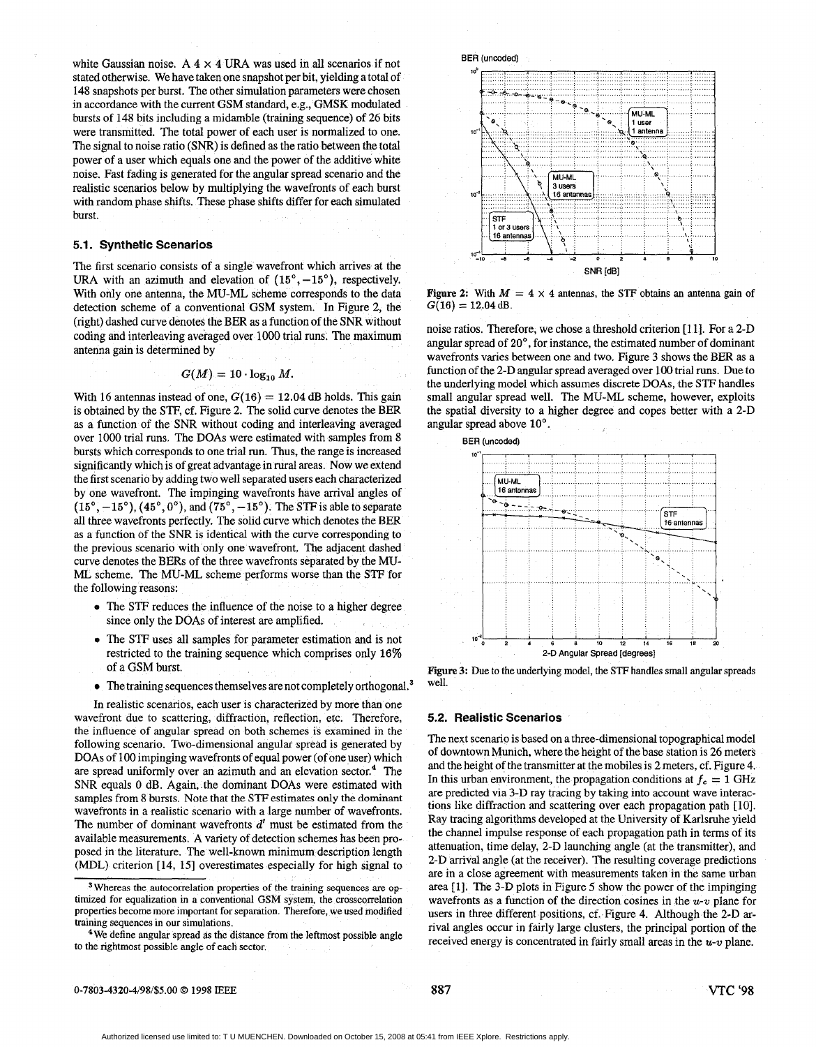white Gaussian noise. A $4 \times 4$ URA was used in all scenarios if not stated otherwise. We have taken one snapshot per bit, yielding a total of 148 snapshots per burst. The other simulation parameters were chosen in accordance with the current GSM standard, e.g., GMSK modulated bursts of 148 bits including a midamble (training sequence) of 26 bits were transmitted. The total power of each user is normalized to one. The signal to noise ratio (SNR) is defined as the ratio between the total power of a user which equals one and the power of the additive white noise. Fast fading is generated for the angular spread scenario and the realistic scenarios below by multiplying the wavefronts of each burst with random phase shifts. These phase shifts differ for each simulated burst.

### 5.1. Synthetic Scenarios

The first scenario consists of a single wavefront which arrives at the URA with an azimuth and elevation of $(15°, -15°)$, respectively. With only one antenna, the MU-ML scheme corresponds to the data detection scheme of a conventional GSM system. In Figure 2, the (right) dashed curve denotes the BER as a function of the SNR without coding and interleaving averaged over 1000 trial runs. The maximum antenna gain is determined by

$$G(M) = 10 \cdot \log_{10} M.$$

With 16 antennas instead of one, $G(16) = 12.04$ dB holds. This gain is obtained by the STF, cf. Figure 2. The solid curve denotes the BER as a function of the SNR without coding and interleaving averaged over 1000 trial runs. The DOAs were estimated with samples from 8 bursts which corresponds to one trial run. Thus, the range is increased significantly which is of great advantage in rural areas. Now we extend the first scenario by adding two well separated users each characterized by one wavefront. The impinging wavefronts have arrival angles of $(15°, -15°)$, $(45°, 0°)$, and $(75°, -15°)$. The STF is able to separate all three wavefronts perfectly. The solid curve which denotes the BER as a function of the SNR is identical with the curve corresponding to the previous scenario with only one wavefront. The adjacent dashed curve denotes the BERs of the three wavefronts separated by the MU-ML scheme. The MU-ML scheme performs worse than the STF for the following reasons:

- The STF reduces the influence of the noise to a higher degree since only the DOAs of interest are amplified.
- The STF uses all samples for parameter estimation and is not restricted to the training sequence which comprises only 16% of a GSM burst.
- The training sequences themselves are not completely orthogonal.[3]

In realistic scenarios, each user is characterized by more than one wavefront due to scattering, diffraction, reflection, etc. Therefore, the influence of angular spread on both schemes is examined in the following scenario. Two-dimensional angular spread is generated by DOAs of 100 impinging wavefronts of equal power (of one user) which are spread uniformly over an azimuth and an elevation sector.[4] The SNR equals 0 dB. Again, the dominant DOAs were estimated with samples from 8 bursts. Note that the STF estimates only the dominant wavefronts in a realistic scenario with a large number of wavefronts. The number of dominant wavefronts $d'$ must be estimated from the available measurements. A variety of detection schemes has been proposed in the literature. The well-known minimum description length (MDL) criterion [14, 15] overestimates especially for high signal to noise ratios. Therefore, we chose a threshold criterion [11]. For a 2-D angular spread of 20°, for instance, the estimated number of dominant wavefronts varies between one and two. Figure 3 shows the BER as a function of the 2-D angular spread averaged over 100 trial runs. Due to the underlying model which assumes discrete DOAs, the STF handles small angular spread well. The MU-ML scheme, however, exploits the spatial diversity to a higher degree and copes better with a 2-D angular spread above 10°.

[3] Whereas the autocorrelation properties of the training sequences are optimized for equalization in a conventional GSM system, the crosscorrelation properties become more important for separation. Therefore, we used modified training sequences in our simulations.

[4] We define angular spread as the distance from the leftmost possible angle to the rightmost possible angle of each sector.

Figure 2: With $M = 4 \times 4$ antennas, the STF obtains an antenna gain of $G(16) = 12.04$ dB.

Figure 3: Due to the underlying model, the STF handles small angular spreads well.

### 5.2. Realistic Scenarios

The next scenario is based on a three-dimensional topographical model of downtown Munich, where the height of the base station is 26 meters and the height of the transmitter at the mobiles is 2 meters, cf. Figure 4. In this urban environment, the propagation conditions at $f_c = 1$ GHz are predicted via 3-D ray tracing by taking into account wave interactions like diffraction and scattering over each propagation path [10]. Ray tracing algorithms developed at the University of Karlsruhe yield the channel impulse response of each propagation path in terms of its attenuation, time delay, 2-D launching angle (at the transmitter), and 2-D arrival angle (at the receiver). The resulting coverage predictions are in a close agreement with measurements taken in the same urban area [1]. The 3-D plots in Figure 5 show the power of the impinging wavefronts as a function of the direction cosines in the $u$-$v$ plane for users in three different positions, cf. Figure 4. Although the 2-D arrival angles occur in fairly large clusters, the principal portion of the received energy is concentrated in fairly small areas in the $u$-$v$ plane.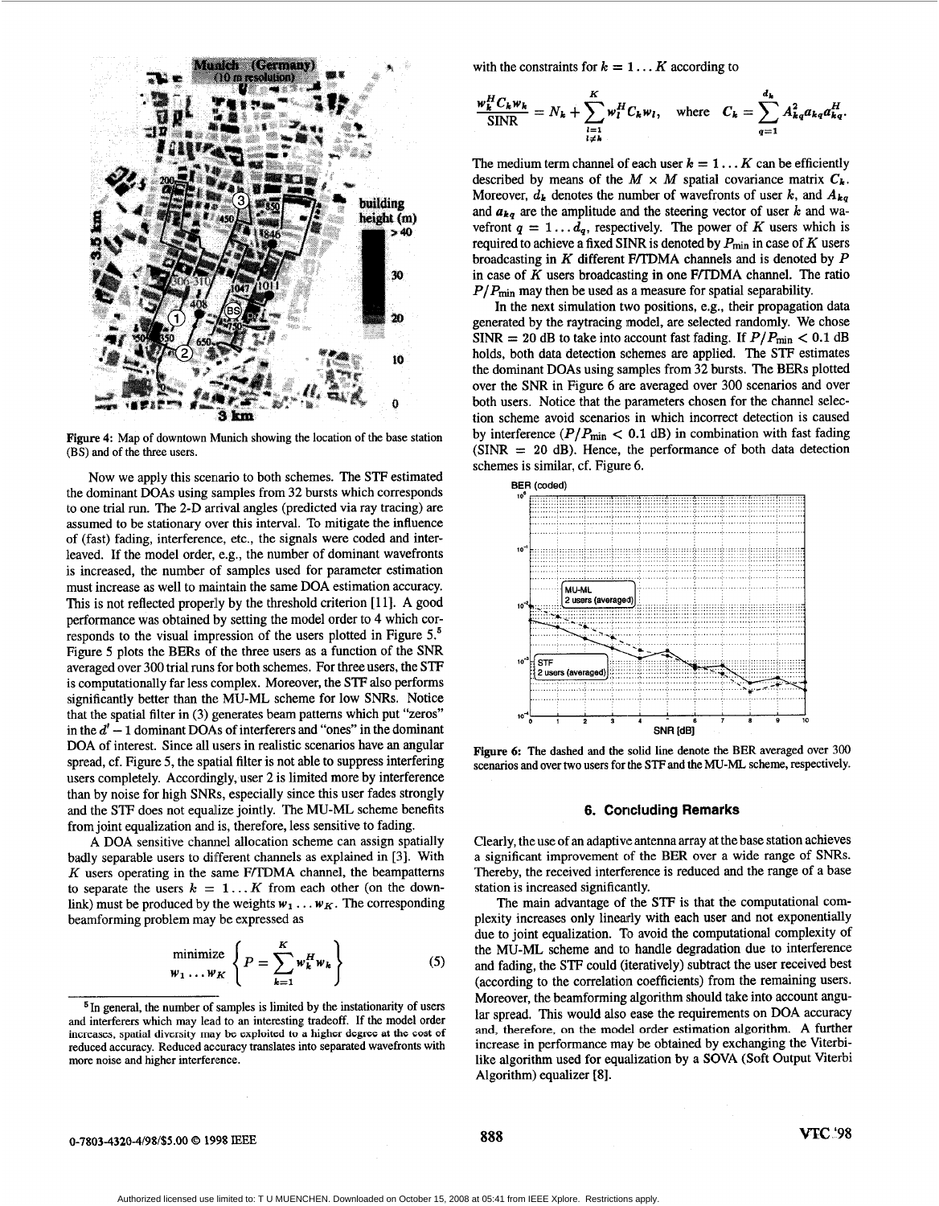Figure 4: Map of downtown Munich showing the location of the base station (BS) and of the three users.

Now we apply this scenario to both schemes. The STF estimated the dominant DOAs using samples from 32 bursts which corresponds to one trial run. The 2-D arrival angles (predicted via ray tracing) are assumed to be stationary over this interval. To mitigate the influence of (fast) fading, interference, etc., the signals were coded and interleaved. If the model order, e.g., the number of dominant wavefronts is increased, the number of samples used for parameter estimation must increase as well to maintain the same DOA estimation accuracy. This is not reflected properly by the threshold criterion [11]. A good performance was obtained by setting the model order to 4 which corresponds to the visual impression of the users plotted in Figure 5.[5] Figure 5 plots the BERs of the three users as a function of the SNR averaged over 300 trial runs for both schemes. For three users, the STF is computationally far less complex. Moreover, the STF also performs significantly better than the MU-ML scheme for low SNRs. Notice that the spatial filter in (3) generates beam patterns which put "zeros" in the $d' - 1$ dominant DOAs of interferers and "ones" in the dominant DOA of interest. Since all users in realistic scenarios have an angular spread, cf. Figure 5, the spatial filter is not able to suppress interfering users completely. Accordingly, user 2 is limited more by interference than by noise for high SNRs, especially since this user fades strongly and the STF does not equalize jointly. The MU-ML scheme benefits from joint equalization and is, therefore, less sensitive to fading.

A DOA sensitive channel allocation scheme can assign spatially badly separable users to different channels as explained in [3]. With $K$ users operating in the same F/TDMA channel, the beampatterns to separate the users $k = 1 \ldots K$ from each other (on the downlink) must be produced by the weights $w_1 \ldots w_K$. The corresponding beamforming problem may be expressed as

$$\underset{w_1 \ldots w_K}{\text{minimize}} \left\{ P = \sum_{k=1}^{K} w_k^H w_k \right\} \tag{5}$$

[5] In general, the number of samples is limited by the instationarity of users and interferers which may lead to an interesting tradeoff. If the model order increases, spatial diversity may be exploited to a higher degree at the cost of reduced accuracy. Reduced accuracy translates into separated wavefronts with more noise and higher interference.

with the constraints for $k = 1 \ldots K$ according to

$$\frac{w_k^H C_k w_k}{\text{SINR}} = N_k + \sum_{\substack{l=1 \\ l \neq k}}^{K} w_l^H C_k w_l, \quad \text{where} \quad C_k = \sum_{q=1}^{d_k} A_{kq}^2 a_{kq} a_{kq}^H.$$

The medium term channel of each user $k = 1 \ldots K$ can be efficiently described by means of the $M \times M$ spatial covariance matrix $C_k$. Moreover, $d_k$ denotes the number of wavefronts of user $k$, and $A_{kq}$ and $a_{kq}$ are the amplitude and the steering vector of user $k$ and wavefront $q = 1 \ldots d_q$, respectively. The power of $K$ users which is required to achieve a fixed SINR is denoted by $P_{\min}$ in case of $K$ users broadcasting in $K$ different F/TDMA channels and is denoted by $P$ in case of $K$ users broadcasting in one F/TDMA channel. The ratio $P/P_{\min}$ may then be used as a measure for spatial separability.

In the next simulation two positions, e.g., their propagation data generated by the raytracing model, are selected randomly. We chose SINR = 20 dB to take into account fast fading. If $P/P_{\min} < 0.1$ dB holds, both data detection schemes are applied. The STF estimates the dominant DOAs using samples from 32 bursts. The BERs plotted over the SNR in Figure 6 are averaged over 300 scenarios and over both users. Notice that the parameters chosen for the channel selection scheme avoid scenarios in which incorrect detection is caused by interference ($P/P_{\min} < 0.1$ dB) in combination with fast fading (SINR = 20 dB). Hence, the performance of both data detection schemes is similar, cf. Figure 6.

Figure 6: The dashed and the solid line denote the BER averaged over 300 scenarios and over two users for the STF and the MU-ML scheme, respectively.

## 6. Concluding Remarks

Clearly, the use of an adaptive antenna array at the base station achieves a significant improvement of the BER over a wide range of SNRs. Thereby, the received interference is reduced and the range of a base station is increased significantly.

The main advantage of the STF is that the computational complexity increases only linearly with each user and not exponentially due to joint equalization. To avoid the computational complexity of the MU-ML scheme and to handle degradation due to interference and fading, the STF could (iteratively) subtract the user received best (according to the correlation coefficients) from the remaining users. Moreover, the beamforming algorithm should take into account angular spread. This would also ease the requirements on DOA accuracy and, therefore, on the model order estimation algorithm. A further increase in performance may be obtained by exchanging the Viterbi-like algorithm used for equalization by a SOVA (Soft Output Viterbi Algorithm) equalizer [8].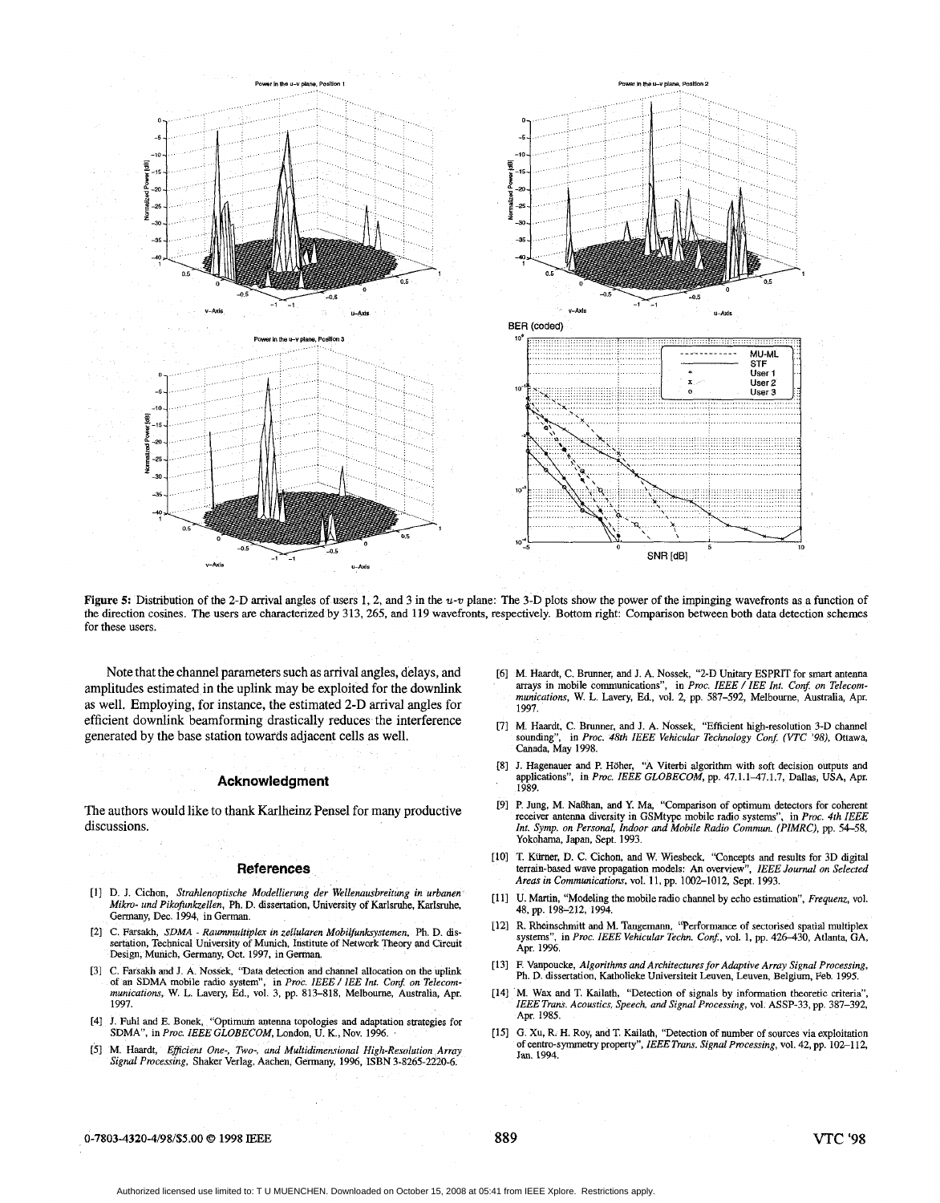Power in the u-v plane, Position 1

Normalized Power [dB]

0 -5 -10 -15 -20 -25 -30 -35 -40

v-Axis u-Axis

Power in the u-v plane, Position 2

Normalized Power [dB]

v-Axis u-Axis

Power in the u-v plane, Position 3

Normalized Power [dB]

v-Axis u-Axis

BER (coded)

MU-ML
STF
* User 1
x User 2
o User 3

SNR [dB]

Figure 5: Distribution of the 2-D arrival angles of users 1, 2, and 3 in the $u$-$v$ plane: The 3-D plots show the power of the impinging wavefronts as a function of the direction cosines. The users are characterized by 313, 265, and 119 wavefronts, respectively. Bottom right: Comparison between both data detection schemes for these users.

Note that the channel parameters such as arrival angles, delays, and amplitudes estimated in the uplink may be exploited for the downlink as well. Employing, for instance, the estimated 2-D arrival angles for efficient downlink beamforming drastically reduces the interference generated by the base station towards adjacent cells as well.

## Acknowledgment

The authors would like to thank Karlheinz Pensel for many productive discussions.

## References

[1] D. J. Cichon, *Strahlenoptische Modellierung der Wellenausbreitung in urbanen Mikro- und Pikofunkzellen*, Ph. D. dissertation, University of Karlsruhe, Karlsruhe, Germany, Dec. 1994, in German.

[2] C. Farsakh, *SDMA - Raummultiplex in zellularen Mobilfunksystemen*, Ph. D. dissertation, Technical University of Munich, Institute of Network Theory and Circuit Design, Munich, Germany, Oct. 1997, in German.

[3] C. Farsakh and J. A. Nossek, "Data detection and channel allocation on the uplink of an SDMA mobile radio system", in *Proc. IEEE / IEE Int. Conf. on Telecommunications*, W. L. Lavery, Ed., vol. 3, pp. 813–818, Melbourne, Australia, Apr. 1997.

[4] J. Fuhl and E. Bonek, "Optimum antenna topologies and adaptation strategies for SDMA", in *Proc. IEEE GLOBECOM*, London, U. K., Nov. 1996.

[5] M. Haardt, *Efficient One-, Two-, and Multidimensional High-Resolution Array Signal Processing*, Shaker Verlag, Aachen, Germany, 1996, ISBN 3-8265-2220-6.

[6] M. Haardt, C. Brunner, and J. A. Nossek, "2-D Unitary ESPRIT for smart antenna arrays in mobile communications", in *Proc. IEEE / IEE Int. Conf. on Telecommunications*, W. L. Lavery, Ed., vol. 2, pp. 587–592, Melbourne, Australia, Apr. 1997.

[7] M. Haardt, C. Brunner, and J. A. Nossek, "Efficient high-resolution 3-D channel sounding", in *Proc. 48th IEEE Vehicular Technology Conf. (VTC '98)*, Ottawa, Canada, May 1998.

[8] J. Hagenauer and P. Höher, "A Viterbi algorithm with soft decision outputs and applications", in *Proc. IEEE GLOBECOM*, pp. 47.1.1–47.1.7, Dallas, USA, Apr. 1989.

[9] P. Jung, M. Naßhan, and Y. Ma, "Comparison of optimum detectors for coherent receiver antenna diversity in GSMtype mobile radio systems", in *Proc. 4th IEEE Int. Symp. on Personal, Indoor and Mobile Radio Commun. (PIMRC)*, pp. 54–58, Yokohama, Japan, Sept. 1993.

[10] T. Kürner, D. C. Cichon, and W. Wiesbeck, "Concepts and results for 3D digital terrain-based wave propagation models: An overview", *IEEE Journal on Selected Areas in Communications*, vol. 11, pp. 1002–1012, Sept. 1993.

[11] U. Martin, "Modeling the mobile radio channel by echo estimation", *Frequenz*, vol. 48, pp. 198–212, 1994.

[12] R. Rheinschmitt and M. Tangemann, "Performance of sectorised spatial multiplex systems", in *Proc. IEEE Vehicular Techn. Conf.*, vol. 1, pp. 426–430, Atlanta, GA, Apr. 1996.

[13] F. Vanpoucke, *Algorithms and Architectures for Adaptive Array Signal Processing*, Ph. D. dissertation, Katholieke Universiteit Leuven, Leuven, Belgium, Feb. 1995.

[14] M. Wax and T. Kailath, "Detection of signals by information theoretic criteria", *IEEE Trans. Acoustics, Speech, and Signal Processing*, vol. ASSP-33, pp. 387–392, Apr. 1985.

[15] G. Xu, R. H. Roy, and T. Kailath, "Detection of number of sources via exploitation of centro-symmetry property", *IEEE Trans. Signal Processing*, vol. 42, pp. 102–112, Jan. 1994.